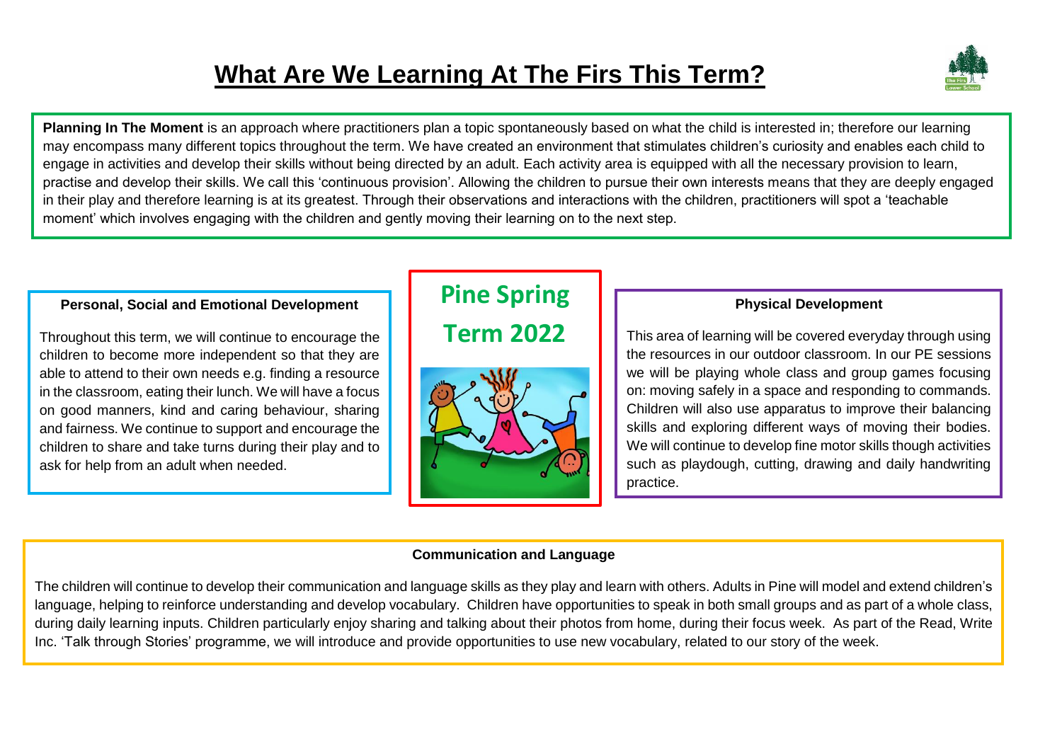# What Are We Learning At The Firs This Term?

**Planning In The Moment** is an approach where practitioners plan a topic spontaneously based on what the child is interested in; therefore our learning may encompass many different topics throughout the term. We have created an environment that stimulates children's curiosity and enables each child to engage in activities and develop their skills without being directed by an adult. Each activity area is equipped with all the necessary provision to learn, practise and develop their skills. We call this 'continuous provision'. Allowing the children to pursue their own interests means that they are deeply engaged in their play and therefore learning is at its greatest. Through their observations and interactions with the children, practitioners will spot a 'teachable moment' which involves engaging with the children and gently moving their learning on to the next step.

## Pine Spring Term 2022

### Personal, Social and Emotional Development

Throughout this term, we will continue to encourage the children to become more independent so that they are able to attend to their own needs e.g. finding a resource in the classroom, eating their lunch. We will have a focus on good manners, kind and caring behaviour, sharing and fairness. We continue to support and encourage the children to share and take turns during their play and to ask for help from an adult when needed.

### Physical Development

This area of learning will be covered everyday through using the resources in our outdoor classroom. In our PE sessions we will be playing whole class and group games focusing on: moving safely in a space and responding to commands. Children will also use apparatus to improve their balancing skills and exploring different ways of moving their bodies. We will continue to develop fine motor skills though activities such as playdough, cutting, drawing and daily handwriting practice.

### Communication and Language

The children will continue to develop their communication and language skills as they play and learn with others. Adults in Pine will model and extend children's language, helping to reinforce understanding and develop vocabulary. Children have opportunities to speak in both small groups and as part of a whole class, during daily learning inputs. Children particularly enjoy sharing and talking about their photos from home, during their focus week. As part of the Read, Write Inc. 'Talk through Stories' programme, we will introduce and provide opportunities to use new vocabulary, related to our story of the week.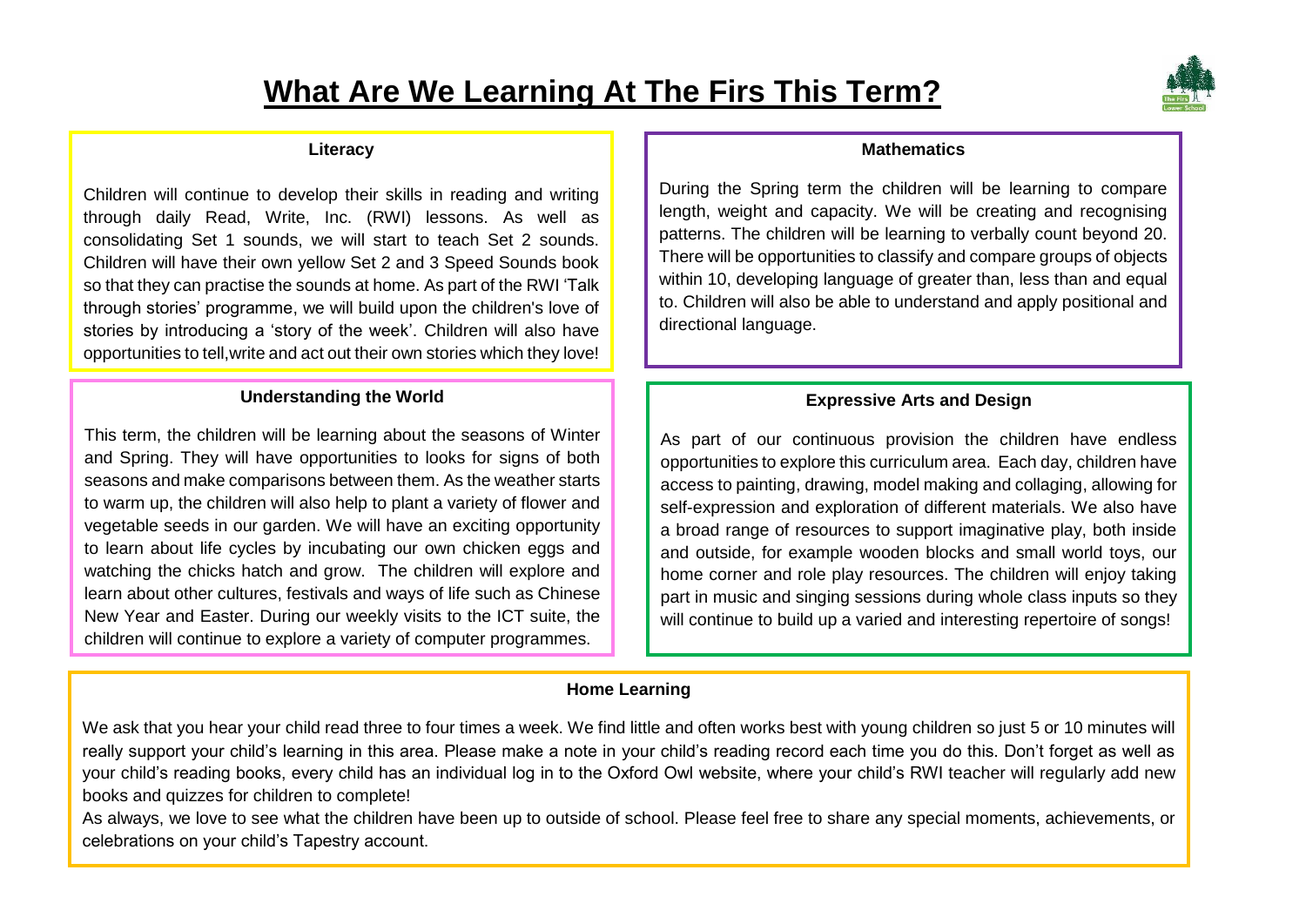# What Are We Learning At The Firs This Term?

## Literacy

Children will continue to develop their skills in reading and writing through daily Read, Write, Inc. (RWI) lessons. As well as consolidating Set 1 sounds, we will start to teach Set 2 sounds. Children will have their own yellow Set 2 and 3 Speed Sounds book so that they can practise the sounds at home. As part of the RWI 'Talk through stories' programme, we will build upon the children's love of stories by introducing a 'story of the week'. Children will also have opportunities to tell,write and act out their own stories which they love!

## Mathematics

During the Spring term the children will be learning to compare length, weight and capacity. We will be creating and recognising patterns. The children will be learning to verbally count beyond 20. There will be opportunities to classify and compare groups of objects within 10, developing language of greater than, less than and equal to. Children will also be able to understand and apply positional and directional language.

## Understanding the World

This term, the children will be learning about the seasons of Winter and Spring. They will have opportunities to looks for signs of both seasons and make comparisons between them. As the weather starts to warm up, the children will also help to plant a variety of flower and vegetable seeds in our garden. We will have an exciting opportunity to learn about life cycles by incubating our own chicken eggs and watching the chicks hatch and grow. The children will explore and learn about other cultures, festivals and ways of life such as Chinese New Year and Easter. During our weekly visits to the ICT suite, the children will continue to explore a variety of computer programmes.

## Expressive Arts and Design

As part of our continuous provision the children have endless opportunities to explore this curriculum area. Each day, children have access to painting, drawing, model making and collaging, allowing for self-expression and exploration of different materials. We also have a broad range of resources to support imaginative play, both inside and outside, for example wooden blocks and small world toys, our home corner and role play resources. The children will enjoy taking part in music and singing sessions during whole class inputs so they will continue to build up a varied and interesting repertoire of songs!

## Home Learning

We ask that you hear your child read three to four times a week. We find little and often works best with young children so just 5 or 10 minutes will really support your child's learning in this area. Please make a note in your child's reading record each time you do this. Don't forget as well as your child's reading books, every child has an individual log in to the Oxford Owl website, where your child's RWI teacher will regularly add new books and quizzes for children to complete!

As always, we love to see what the children have been up to outside of school. Please feel free to share any special moments, achievements, or celebrations on your child's Tapestry account.